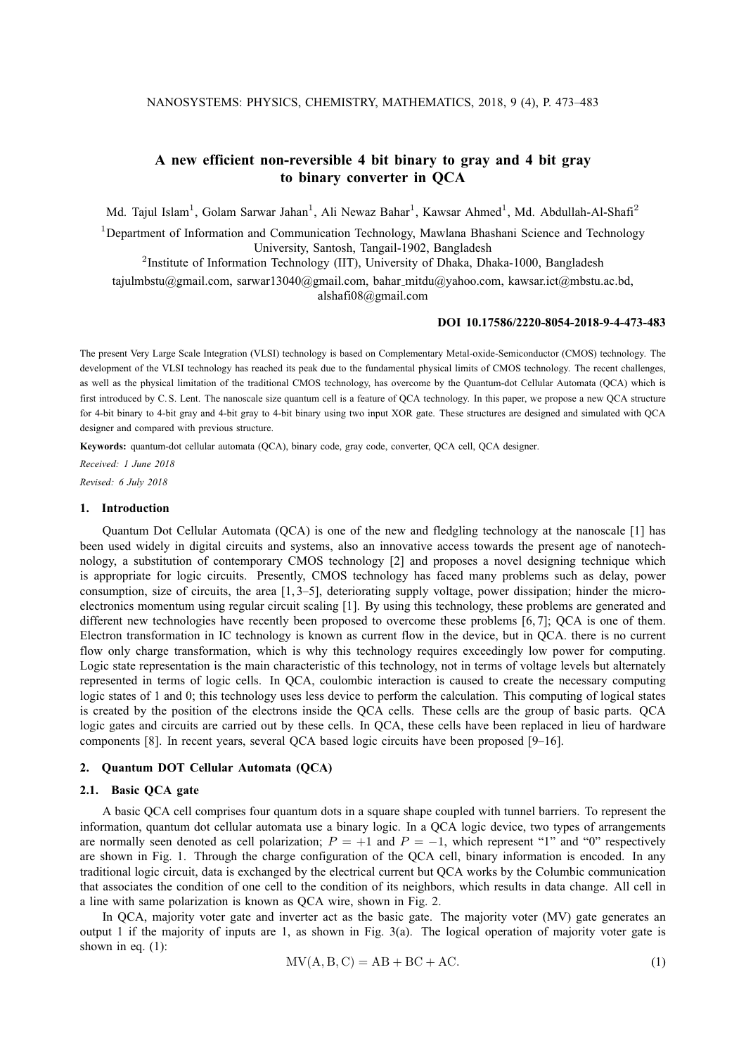# A new efficient non-reversible 4 bit binary to gray and 4 bit gray to binary converter in QCA

Md. Tajul Islam[1], Golam Sarwar Jahan[1], Ali Newaz Bahar[1], Kawsar Ahmed[1], Md. Abdullah-Al-Shafi[2]

[1]Department of Information and Communication Technology, Mawlana Bhashani Science and Technology University, Santosh, Tangail-1902, Bangladesh

[2]Institute of Information Technology (IIT), University of Dhaka, Dhaka-1000, Bangladesh

tajulmbstu@gmail.com, sarwar13040@gmail.com, bahar_mitdu@yahoo.com, kawsar.ict@mbstu.ac.bd, alshafi08@gmail.com

**DOI 10.17586/2220-8054-2018-9-4-473-483**

The present Very Large Scale Integration (VLSI) technology is based on Complementary Metal-oxide-Semiconductor (CMOS) technology. The development of the VLSI technology has reached its peak due to the fundamental physical limits of CMOS technology. The recent challenges, as well as the physical limitation of the traditional CMOS technology, has overcome by the Quantum-dot Cellular Automata (QCA) which is first introduced by C. S. Lent. The nanoscale size quantum cell is a feature of QCA technology. In this paper, we propose a new QCA structure for 4-bit binary to 4-bit gray and 4-bit gray to 4-bit binary using two input XOR gate. These structures are designed and simulated with QCA designer and compared with previous structure.

**Keywords:** quantum-dot cellular automata (QCA), binary code, gray code, converter, QCA cell, QCA designer.

*Received: 1 June 2018*

*Revised: 6 July 2018*

## 1. Introduction

Quantum Dot Cellular Automata (QCA) is one of the new and fledgling technology at the nanoscale [1] has been used widely in digital circuits and systems, also an innovative access towards the present age of nanotechnology, a substitution of contemporary CMOS technology [2] and proposes a novel designing technique which is appropriate for logic circuits. Presently, CMOS technology has faced many problems such as delay, power consumption, size of circuits, the area [1, 3–5], deteriorating supply voltage, power dissipation; hinder the microelectronics momentum using regular circuit scaling [1]. By using this technology, these problems are generated and different new technologies have recently been proposed to overcome these problems [6, 7]; QCA is one of them. Electron transformation in IC technology is known as current flow in the device, but in QCA. there is no current flow only charge transformation, which is why this technology requires exceedingly low power for computing. Logic state representation is the main characteristic of this technology, not in terms of voltage levels but alternately represented in terms of logic cells. In QCA, coulombic interaction is caused to create the necessary computing logic states of 1 and 0; this technology uses less device to perform the calculation. This computing of logical states is created by the position of the electrons inside the QCA cells. These cells are the group of basic parts. QCA logic gates and circuits are carried out by these cells. In QCA, these cells have been replaced in lieu of hardware components [8]. In recent years, several QCA based logic circuits have been proposed [9–16].

## 2. Quantum DOT Cellular Automata (QCA)

### 2.1. Basic QCA gate

A basic QCA cell comprises four quantum dots in a square shape coupled with tunnel barriers. To represent the information, quantum dot cellular automata use a binary logic. In a QCA logic device, two types of arrangements are normally seen denoted as cell polarization; $P = +1$ and $P = -1$, which represent "1" and "0" respectively are shown in Fig. 1. Through the charge configuration of the QCA cell, binary information is encoded. In any traditional logic circuit, data is exchanged by the electrical current but QCA works by the Columbic communication that associates the condition of one cell to the condition of its neighbors, which results in data change. All cell in a line with same polarization is known as QCA wire, shown in Fig. 2.

In QCA, majority voter gate and inverter act as the basic gate. The majority voter (MV) gate generates an output 1 if the majority of inputs are 1, as shown in Fig. 3(a). The logical operation of majority voter gate is shown in eq. (1):

$$\mathrm{MV(A,B,C) = AB + BC + AC.} \tag{1}$$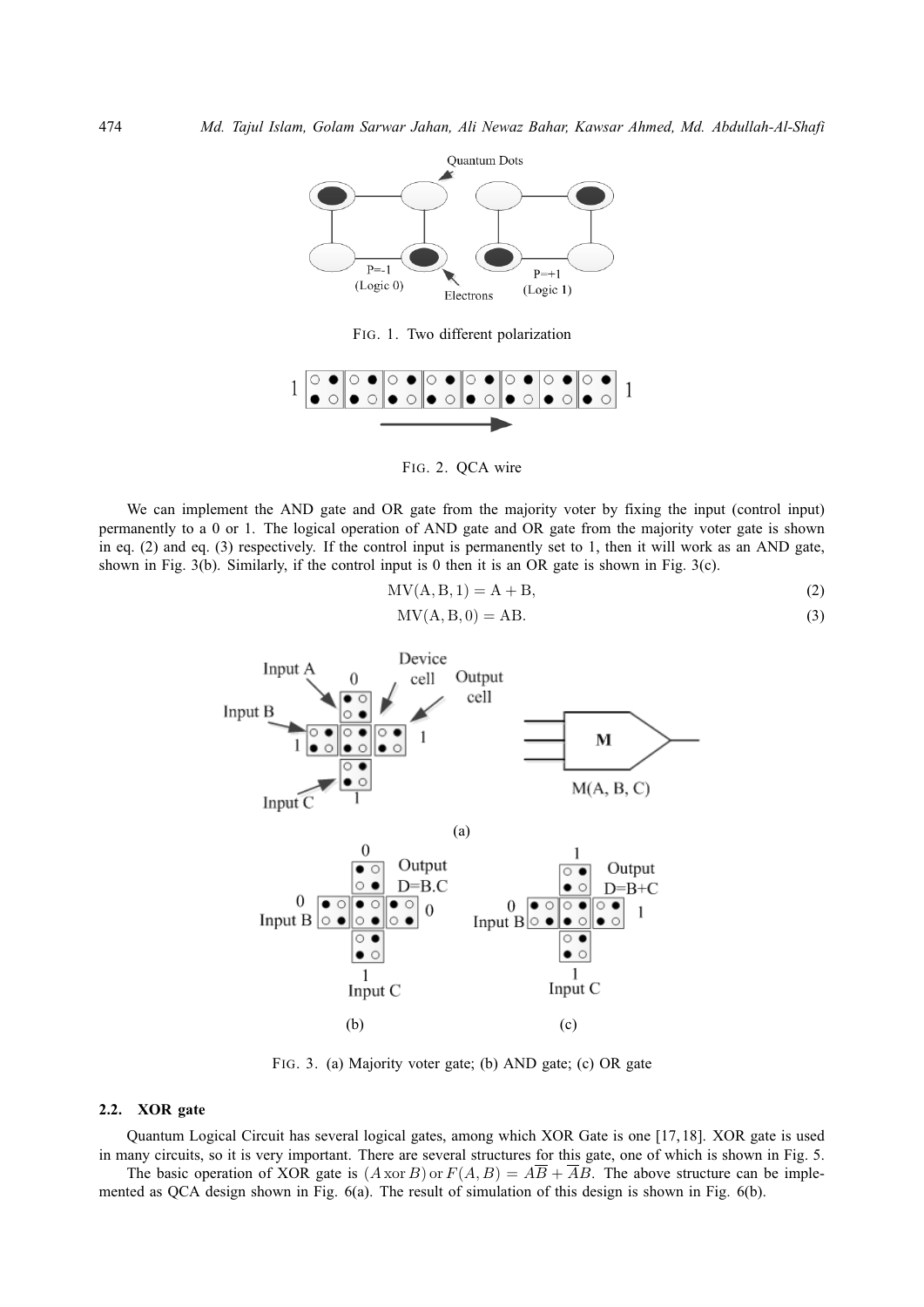FIG. 1. Two different polarization

FIG. 2. QCA wire

We can implement the AND gate and OR gate from the majority voter by fixing the input (control input) permanently to a 0 or 1. The logical operation of AND gate and OR gate from the majority voter gate is shown in eq. (2) and eq. (3) respectively. If the control input is permanently set to 1, then it will work as an AND gate, shown in Fig. 3(b). Similarly, if the control input is 0 then it is an OR gate is shown in Fig. 3(c).

$$\mathrm{MV(A, B, 1) = A + B}, \tag{2}$$

$$\mathrm{MV(A, B, 0) = AB}. \tag{3}$$

FIG. 3. (a) Majority voter gate; (b) AND gate; (c) OR gate

### 2.2. XOR gate

Quantum Logical Circuit has several logical gates, among which XOR Gate is one [17, 18]. XOR gate is used in many circuits, so it is very important. There are several structures for this gate, one of which is shown in Fig. 5.

The basic operation of XOR gate is $(A \,\mathrm{xor}\, B)$ or $F(A, B) = A\overline{B} + \overline{A}B$. The above structure can be implemented as QCA design shown in Fig. 6(a). The result of simulation of this design is shown in Fig. 6(b).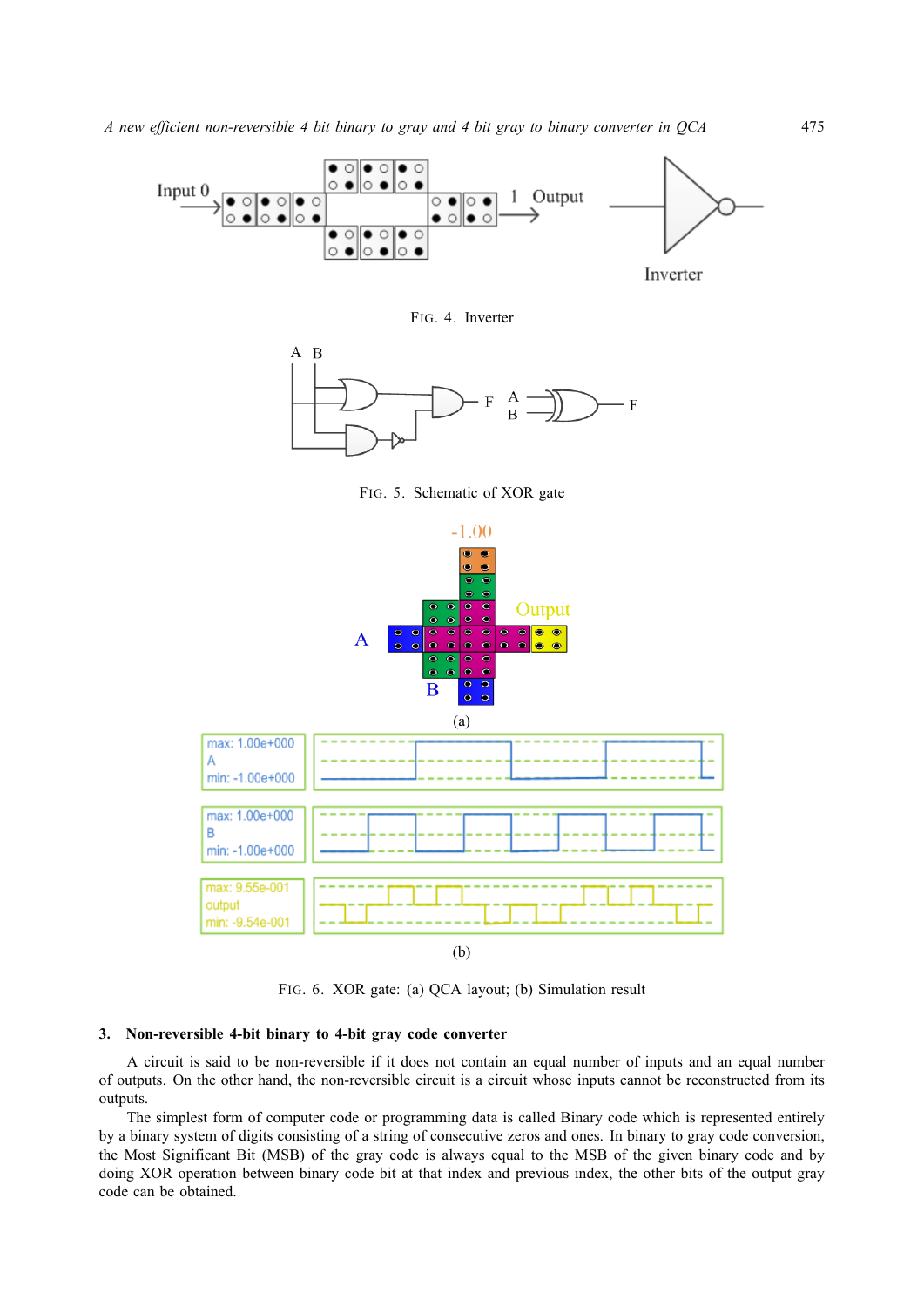FIG. 4. Inverter

FIG. 5. Schematic of XOR gate

(a)

(b)

FIG. 6. XOR gate: (a) QCA layout; (b) Simulation result

### 3. Non-reversible 4-bit binary to 4-bit gray code converter

A circuit is said to be non-reversible if it does not contain an equal number of inputs and an equal number of outputs. On the other hand, the non-reversible circuit is a circuit whose inputs cannot be reconstructed from its outputs.

The simplest form of computer code or programming data is called Binary code which is represented entirely by a binary system of digits consisting of a string of consecutive zeros and ones. In binary to gray code conversion, the Most Significant Bit (MSB) of the gray code is always equal to the MSB of the given binary code and by doing XOR operation between binary code bit at that index and previous index, the other bits of the output gray code can be obtained.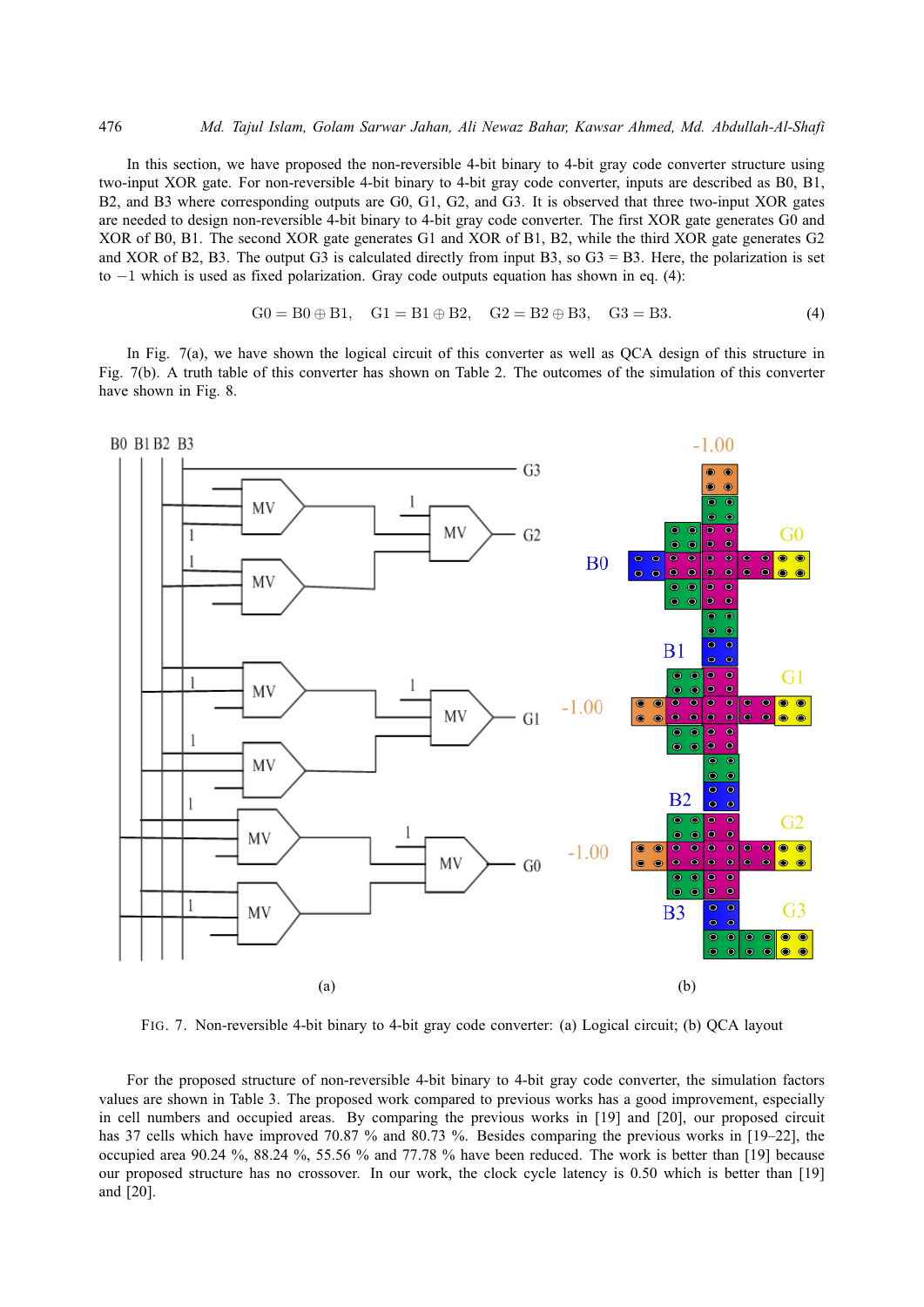In this section, we have proposed the non-reversible 4-bit binary to 4-bit gray code converter structure using two-input XOR gate. For non-reversible 4-bit binary to 4-bit gray code converter, inputs are described as B0, B1, B2, and B3 where corresponding outputs are G0, G1, G2, and G3. It is observed that three two-input XOR gates are needed to design non-reversible 4-bit binary to 4-bit gray code converter. The first XOR gate generates G0 and XOR of B0, B1. The second XOR gate generates G1 and XOR of B1, B2, while the third XOR gate generates G2 and XOR of B2, B3. The output G3 is calculated directly from input B3, so G3 = B3. Here, the polarization is set to −1 which is used as fixed polarization. Gray code outputs equation has shown in eq. (4):

$$\mathrm{G0} = \mathrm{B0} \oplus \mathrm{B1}, \quad \mathrm{G1} = \mathrm{B1} \oplus \mathrm{B2}, \quad \mathrm{G2} = \mathrm{B2} \oplus \mathrm{B3}, \quad \mathrm{G3} = \mathrm{B3}. \tag{4}$$

In Fig. 7(a), we have shown the logical circuit of this converter as well as QCA design of this structure in Fig. 7(b). A truth table of this converter has shown on Table 2. The outcomes of the simulation of this converter have shown in Fig. 8.

(a) (b)

FIG. 7. Non-reversible 4-bit binary to 4-bit gray code converter: (a) Logical circuit; (b) QCA layout

For the proposed structure of non-reversible 4-bit binary to 4-bit gray code converter, the simulation factors values are shown in Table 3. The proposed work compared to previous works has a good improvement, especially in cell numbers and occupied areas. By comparing the previous works in [19] and [20], our proposed circuit has 37 cells which have improved 70.87 % and 80.73 %. Besides comparing the previous works in [19–22], the occupied area 90.24 %, 88.24 %, 55.56 % and 77.78 % have been reduced. The work is better than [19] because our proposed structure has no crossover. In our work, the clock cycle latency is 0.50 which is better than [19] and [20].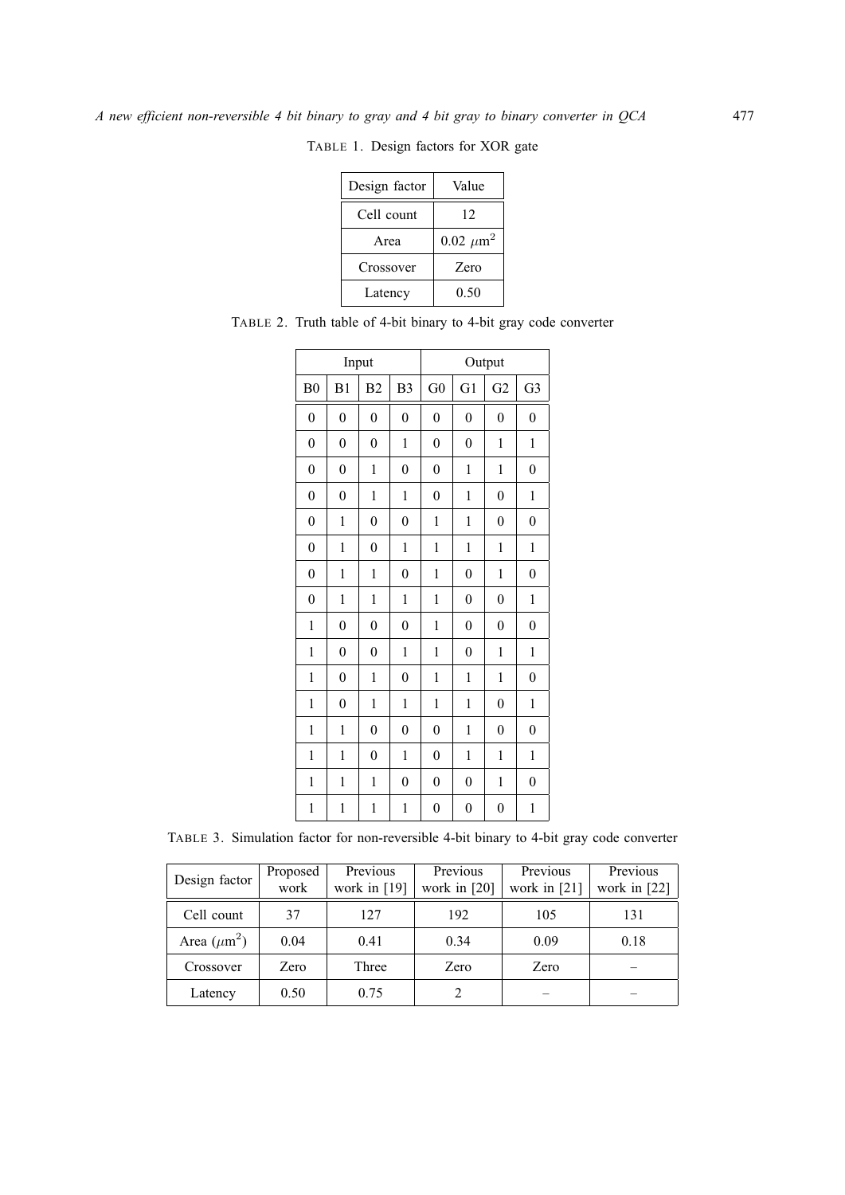TABLE 1. Design factors for XOR gate

| Design factor | Value |
|---|---|
| Cell count | 12 |
| Area | 0.02 $\mu$m$^2$ |
| Crossover | Zero |
| Latency | 0.50 |

TABLE 2. Truth table of 4-bit binary to 4-bit gray code converter

| Input | | | | Output | | | |
|---|---|---|---|---|---|---|---|
| B0 | B1 | B2 | B3 | G0 | G1 | G2 | G3 |
| 0 | 0 | 0 | 0 | 0 | 0 | 0 | 0 |
| 0 | 0 | 0 | 1 | 0 | 0 | 1 | 1 |
| 0 | 0 | 1 | 0 | 0 | 1 | 1 | 0 |
| 0 | 0 | 1 | 1 | 0 | 1 | 0 | 1 |
| 0 | 1 | 0 | 0 | 1 | 1 | 0 | 0 |
| 0 | 1 | 0 | 1 | 1 | 1 | 1 | 1 |
| 0 | 1 | 1 | 0 | 1 | 0 | 1 | 0 |
| 0 | 1 | 1 | 1 | 1 | 0 | 0 | 1 |
| 1 | 0 | 0 | 0 | 1 | 0 | 0 | 0 |
| 1 | 0 | 0 | 1 | 1 | 0 | 1 | 1 |
| 1 | 0 | 1 | 0 | 1 | 1 | 1 | 0 |
| 1 | 0 | 1 | 1 | 1 | 1 | 0 | 1 |
| 1 | 1 | 0 | 0 | 0 | 1 | 0 | 0 |
| 1 | 1 | 0 | 1 | 0 | 1 | 1 | 1 |
| 1 | 1 | 1 | 0 | 0 | 0 | 1 | 0 |
| 1 | 1 | 1 | 1 | 0 | 0 | 0 | 1 |

TABLE 3. Simulation factor for non-reversible 4-bit binary to 4-bit gray code converter

| Design factor | Proposed work | Previous work in [19] | Previous work in [20] | Previous work in [21] | Previous work in [22] |
|---|---|---|---|---|---|
| Cell count | 37 | 127 | 192 | 105 | 131 |
| Area ($\mu$m$^2$) | 0.04 | 0.41 | 0.34 | 0.09 | 0.18 |
| Crossover | Zero | Three | Zero | Zero | – |
| Latency | 0.50 | 0.75 | 2 | – | – |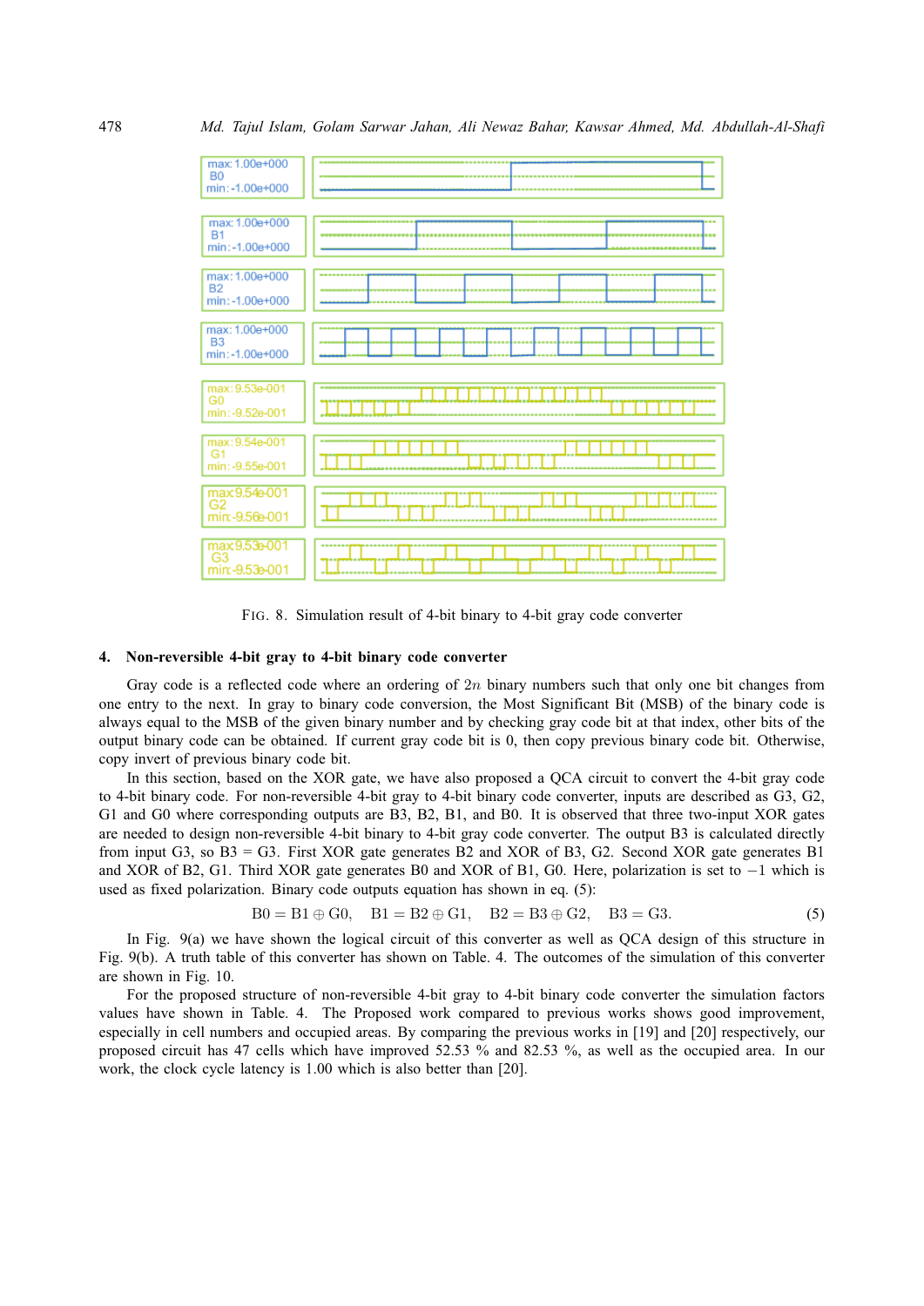FIG. 8. Simulation result of 4-bit binary to 4-bit gray code converter

### 4. Non-reversible 4-bit gray to 4-bit binary code converter

Gray code is a reflected code where an ordering of $2n$ binary numbers such that only one bit changes from one entry to the next. In gray to binary code conversion, the Most Significant Bit (MSB) of the binary code is always equal to the MSB of the given binary number and by checking gray code bit at that index, other bits of the output binary code can be obtained. If current gray code bit is 0, then copy previous binary code bit. Otherwise, copy invert of previous binary code bit.

In this section, based on the XOR gate, we have also proposed a QCA circuit to convert the 4-bit gray code to 4-bit binary code. For non-reversible 4-bit gray to 4-bit binary code converter, inputs are described as G3, G2, G1 and G0 where corresponding outputs are B3, B2, B1, and B0. It is observed that three two-input XOR gates are needed to design non-reversible 4-bit binary to 4-bit gray code converter. The output B3 is calculated directly from input G3, so B3 = G3. First XOR gate generates B2 and XOR of B3, G2. Second XOR gate generates B1 and XOR of B2, G1. Third XOR gate generates B0 and XOR of B1, G0. Here, polarization is set to $-1$ which is used as fixed polarization. Binary code outputs equation has shown in eq. (5):

$$B0 = B1 \oplus G0, \quad B1 = B2 \oplus G1, \quad B2 = B3 \oplus G2, \quad B3 = G3. \tag{5}$$

In Fig. 9(a) we have shown the logical circuit of this converter as well as QCA design of this structure in Fig. 9(b). A truth table of this converter has shown on Table. 4. The outcomes of the simulation of this converter are shown in Fig. 10.

For the proposed structure of non-reversible 4-bit gray to 4-bit binary code converter the simulation factors values have shown in Table. 4. The Proposed work compared to previous works shows good improvement, especially in cell numbers and occupied areas. By comparing the previous works in [19] and [20] respectively, our proposed circuit has 47 cells which have improved 52.53 % and 82.53 %, as well as the occupied area. In our work, the clock cycle latency is 1.00 which is also better than [20].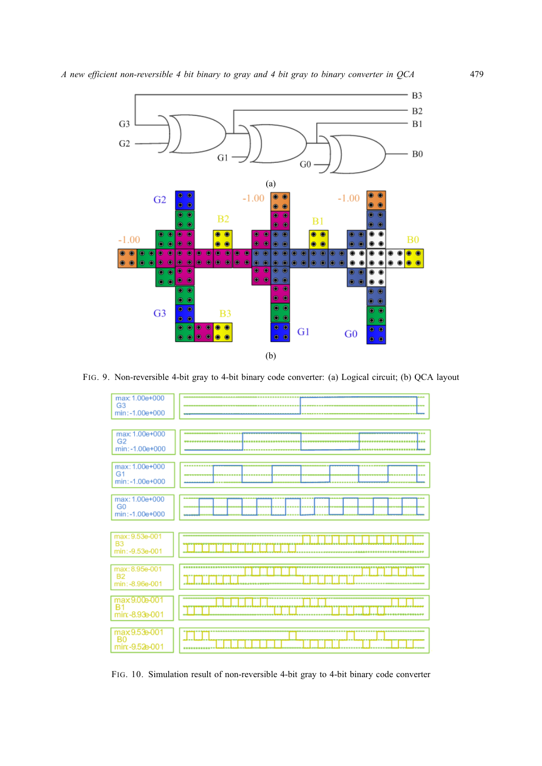FIG. 9. Non-reversible 4-bit gray to 4-bit binary code converter: (a) Logical circuit; (b) QCA layout

FIG. 10. Simulation result of non-reversible 4-bit gray to 4-bit binary code converter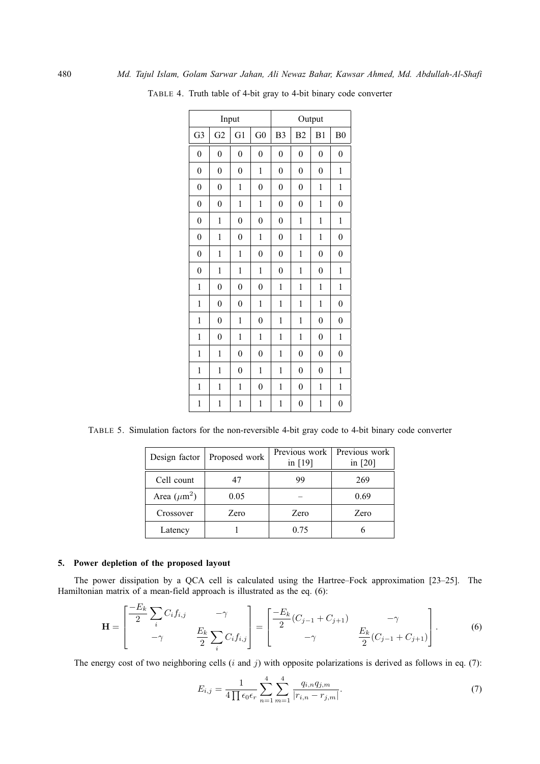TABLE 4. Truth table of 4-bit gray to 4-bit binary code converter

| Input | | | | Output | | | |
|---|---|---|---|---|---|---|---|
| G3 | G2 | G1 | G0 | B3 | B2 | B1 | B0 |
| 0 | 0 | 0 | 0 | 0 | 0 | 0 | 0 |
| 0 | 0 | 0 | 1 | 0 | 0 | 0 | 1 |
| 0 | 0 | 1 | 0 | 0 | 0 | 1 | 1 |
| 0 | 0 | 1 | 1 | 0 | 0 | 1 | 0 |
| 0 | 1 | 0 | 0 | 0 | 1 | 1 | 1 |
| 0 | 1 | 0 | 1 | 0 | 1 | 1 | 0 |
| 0 | 1 | 1 | 0 | 0 | 1 | 0 | 0 |
| 0 | 1 | 1 | 1 | 0 | 1 | 0 | 1 |
| 1 | 0 | 0 | 0 | 1 | 1 | 1 | 1 |
| 1 | 0 | 0 | 1 | 1 | 1 | 1 | 0 |
| 1 | 0 | 1 | 0 | 1 | 1 | 0 | 0 |
| 1 | 0 | 1 | 1 | 1 | 1 | 0 | 1 |
| 1 | 1 | 0 | 0 | 1 | 0 | 0 | 0 |
| 1 | 1 | 0 | 1 | 1 | 0 | 0 | 1 |
| 1 | 1 | 1 | 0 | 1 | 0 | 1 | 1 |
| 1 | 1 | 1 | 1 | 1 | 0 | 1 | 0 |

TABLE 5. Simulation factors for the non-reversible 4-bit gray code to 4-bit binary code converter

| Design factor | Proposed work | Previous work in [19] | Previous work in [20] |
|---|---|---|---|
| Cell count | 47 | 99 | 269 |
| Area ($\mu$m$^2$) | 0.05 | – | 0.69 |
| Crossover | Zero | Zero | Zero |
| Latency | 1 | 0.75 | 6 |

## 5. Power depletion of the proposed layout

The power dissipation by a QCA cell is calculated using the Hartree–Fock approximation [23–25]. The Hamiltonian matrix of a mean-field approach is illustrated as the eq. (6):

$$\mathbf{H} = \begin{bmatrix} \dfrac{-E_k}{2}\displaystyle\sum_i C_i f_{i,j} & -\gamma \\ -\gamma & \dfrac{E_k}{2}\displaystyle\sum_i C_i f_{i,j} \end{bmatrix} = \begin{bmatrix} \dfrac{-E_k}{2}(C_{j-1} + C_{j+1}) & -\gamma \\ -\gamma & \dfrac{E_k}{2}(C_{j-1} + C_{j+1}) \end{bmatrix}. \tag{6}$$

The energy cost of two neighboring cells ($i$ and $j$) with opposite polarizations is derived as follows in eq. (7):

$$E_{i,j} = \frac{1}{4\prod \epsilon_0 \epsilon_r} \sum_{n=1}^{4} \sum_{m=1}^{4} \frac{q_{i,n} q_{j,m}}{|r_{i,n} - r_{j,m}|}. \tag{7}$$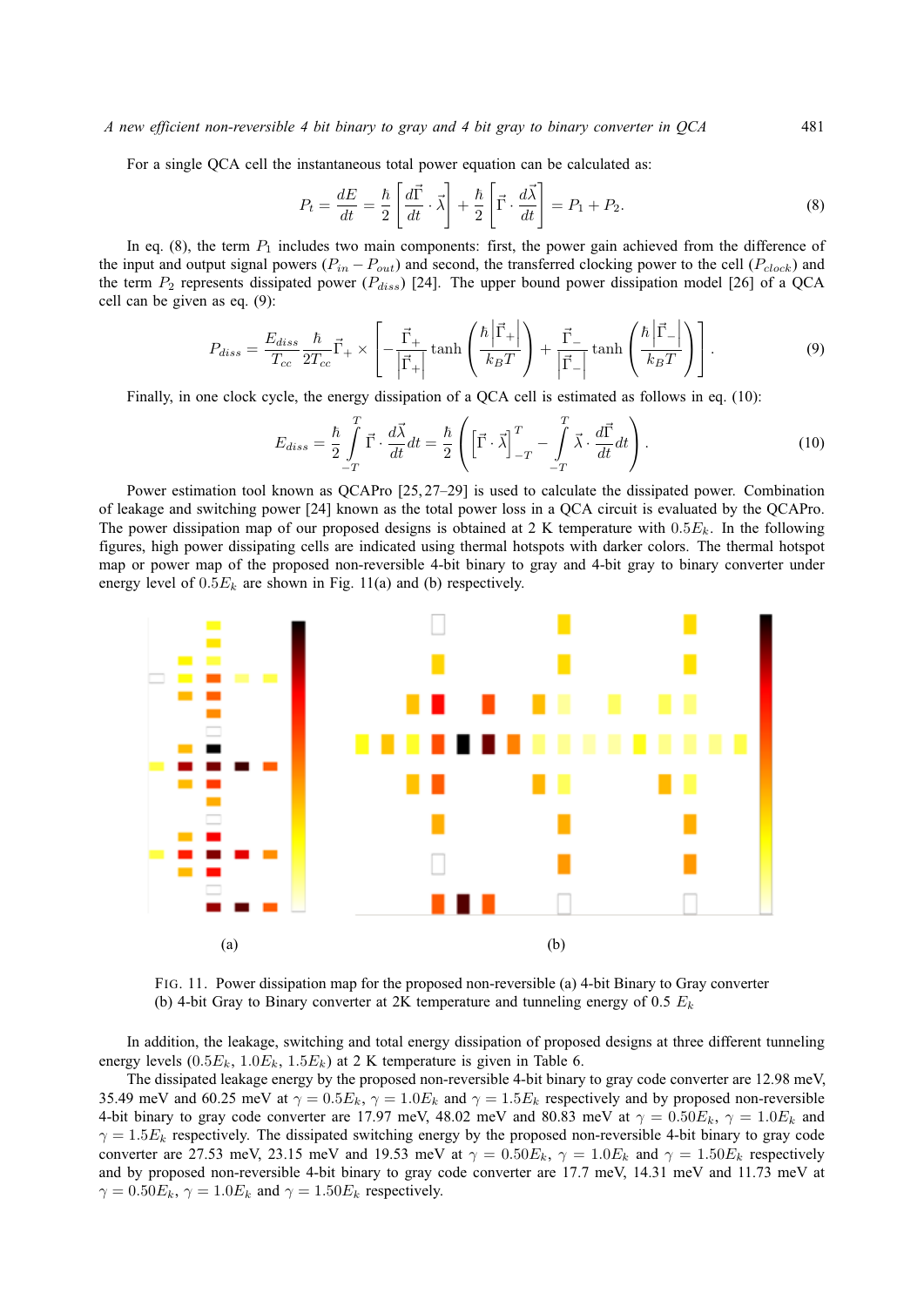For a single QCA cell the instantaneous total power equation can be calculated as:

$$P_t = \frac{dE}{dt} = \frac{\hbar}{2}\left[\frac{d\vec{\Gamma}}{dt}\cdot\vec{\lambda}\right] + \frac{\hbar}{2}\left[\vec{\Gamma}\cdot\frac{d\vec{\lambda}}{dt}\right] = P_1 + P_2. \tag{8}$$

In eq. (8), the term $P_1$ includes two main components: first, the power gain achieved from the difference of the input and output signal powers ($P_{in} - P_{out}$) and second, the transferred clocking power to the cell ($P_{clock}$) and the term $P_2$ represents dissipated power ($P_{diss}$) [24]. The upper bound power dissipation model [26] of a QCA cell can be given as eq. (9):

$$P_{diss} = \frac{E_{diss}}{T_{cc}}\frac{\hbar}{2T_{cc}}\vec{\Gamma}_+ \times \left[-\frac{\vec{\Gamma}_+}{\left|\vec{\Gamma}_+\right|}\tanh\left(\frac{\hbar\left|\vec{\Gamma}_+\right|}{k_B T}\right) + \frac{\vec{\Gamma}_-}{\left|\vec{\Gamma}_-\right|}\tanh\left(\frac{\hbar\left|\vec{\Gamma}_-\right|}{k_B T}\right)\right]. \tag{9}$$

Finally, in one clock cycle, the energy dissipation of a QCA cell is estimated as follows in eq. (10):

$$E_{diss} = \frac{\hbar}{2}\int_{-T}^{T}\vec{\Gamma}\cdot\frac{d\vec{\lambda}}{dt}dt = \frac{\hbar}{2}\left(\left[\vec{\Gamma}\cdot\vec{\lambda}\right]_{-T}^{T} - \int_{-T}^{T}\vec{\lambda}\cdot\frac{d\vec{\Gamma}}{dt}dt\right). \tag{10}$$

Power estimation tool known as QCAPro [25, 27–29] is used to calculate the dissipated power. Combination of leakage and switching power [24] known as the total power loss in a QCA circuit is evaluated by the QCAPro. The power dissipation map of our proposed designs is obtained at 2 K temperature with $0.5E_k$. In the following figures, high power dissipating cells are indicated using thermal hotspots with darker colors. The thermal hotspot map or power map of the proposed non-reversible 4-bit binary to gray and 4-bit gray to binary converter under energy level of $0.5E_k$ are shown in Fig. 11(a) and (b) respectively.

(a)

(b)

FIG. 11. Power dissipation map for the proposed non-reversible (a) 4-bit Binary to Gray converter (b) 4-bit Gray to Binary converter at 2K temperature and tunneling energy of 0.5 $E_k$

In addition, the leakage, switching and total energy dissipation of proposed designs at three different tunneling energy levels ($0.5E_k$, $1.0E_k$, $1.5E_k$) at 2 K temperature is given in Table 6.

The dissipated leakage energy by the proposed non-reversible 4-bit binary to gray code converter are 12.98 meV, 35.49 meV and 60.25 meV at $\gamma = 0.5E_k$, $\gamma = 1.0E_k$ and $\gamma = 1.5E_k$ respectively and by proposed non-reversible 4-bit binary to gray code converter are 17.97 meV, 48.02 meV and 80.83 meV at $\gamma = 0.50E_k$, $\gamma = 1.0E_k$ and $\gamma = 1.5E_k$ respectively. The dissipated switching energy by the proposed non-reversible 4-bit binary to gray code converter are 27.53 meV, 23.15 meV and 19.53 meV at $\gamma = 0.50E_k$, $\gamma = 1.0E_k$ and $\gamma = 1.50E_k$ respectively and by proposed non-reversible 4-bit binary to gray code converter are 17.7 meV, 14.31 meV and 11.73 meV at $\gamma = 0.50E_k$, $\gamma = 1.0E_k$ and $\gamma = 1.50E_k$ respectively.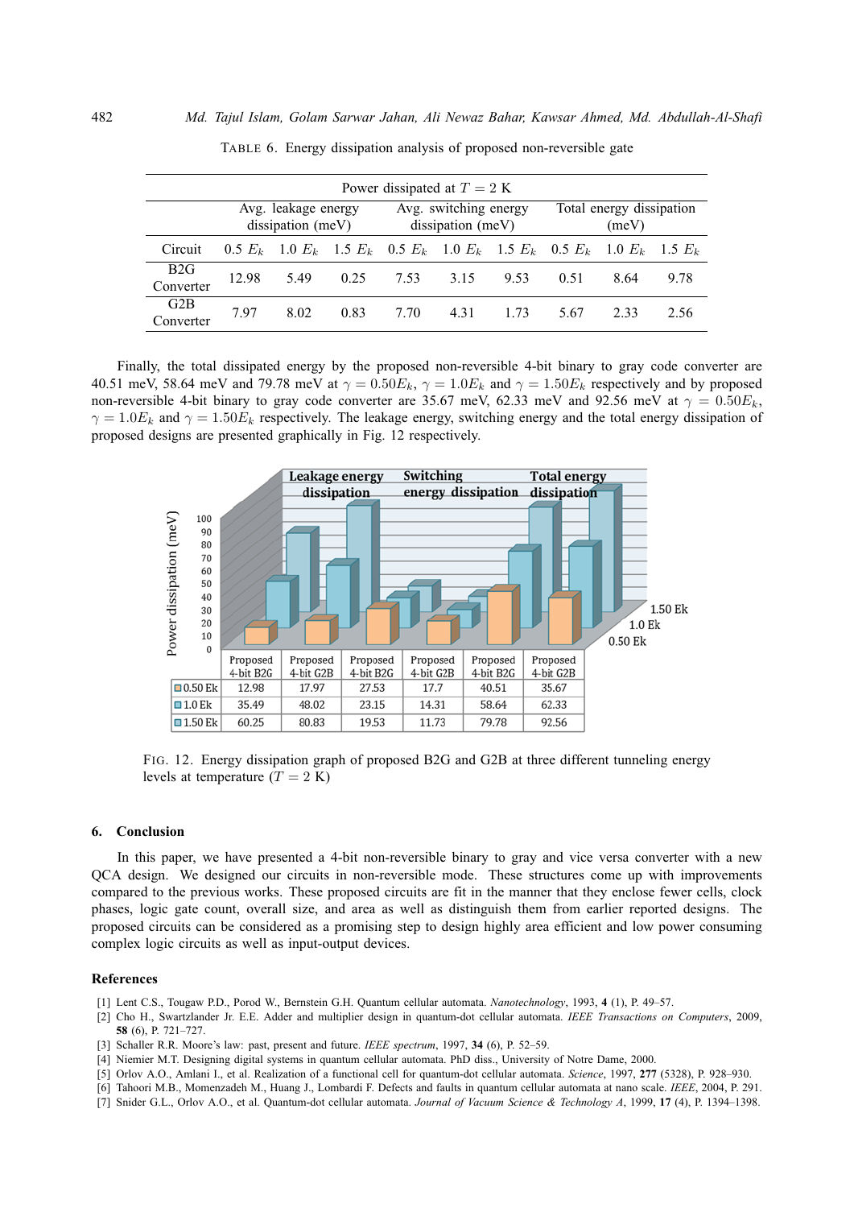TABLE 6. Energy dissipation analysis of proposed non-reversible gate

| Power dissipated at $T = 2$ K | | | | | | | | | |
|---|---|---|---|---|---|---|---|---|---|
| | Avg. leakage energy dissipation (meV) | | | Avg. switching energy dissipation (meV) | | | Total energy dissipation (meV) | | |
| Circuit | 0.5 $E_k$ | 1.0 $E_k$ | 1.5 $E_k$ | 0.5 $E_k$ | 1.0 $E_k$ | 1.5 $E_k$ | 0.5 $E_k$ | 1.0 $E_k$ | 1.5 $E_k$ |
| B2G Converter | 12.98 | 5.49 | 0.25 | 7.53 | 3.15 | 9.53 | 0.51 | 8.64 | 9.78 |
| G2B Converter | 7.97 | 8.02 | 0.83 | 7.70 | 4.31 | 1.73 | 5.67 | 2.33 | 2.56 |

Finally, the total dissipated energy by the proposed non-reversible 4-bit binary to gray code converter are 40.51 meV, 58.64 meV and 79.78 meV at $\gamma = 0.50E_k$, $\gamma = 1.0E_k$ and $\gamma = 1.50E_k$ respectively and by proposed non-reversible 4-bit binary to gray code converter are 35.67 meV, 62.33 meV and 92.56 meV at $\gamma = 0.50E_k$, $\gamma = 1.0E_k$ and $\gamma = 1.50E_k$ respectively. The leakage energy, switching energy and the total energy dissipation of proposed designs are presented graphically in Fig. 12 respectively.

| | Leakage energy dissipation | | Switching energy dissipation | | Total energy dissipation | |
|---|---|---|---|---|---|---|
| | Proposed 4-bit B2G | Proposed 4-bit G2B | Proposed 4-bit B2G | Proposed 4-bit G2B | Proposed 4-bit B2G | Proposed 4-bit G2B |
| 0.50 Ek | 12.98 | 17.97 | 27.53 | 17.7 | 40.51 | 35.67 |
| 1.0 Ek | 35.49 | 48.02 | 23.15 | 14.31 | 58.64 | 62.33 |
| 1.50 Ek | 60.25 | 80.83 | 19.53 | 11.73 | 79.78 | 92.56 |

FIG. 12. Energy dissipation graph of proposed B2G and G2B at three different tunneling energy levels at temperature ($T = 2$ K)

## 6. Conclusion

In this paper, we have presented a 4-bit non-reversible binary to gray and vice versa converter with a new QCA design. We designed our circuits in non-reversible mode. These structures come up with improvements compared to the previous works. These proposed circuits are fit in the manner that they enclose fewer cells, clock phases, logic gate count, overall size, and area as well as distinguish them from earlier reported designs. The proposed circuits can be considered as a promising step to design highly area efficient and low power consuming complex logic circuits as well as input-output devices.

## References

[1] Lent C.S., Tougaw P.D., Porod W., Bernstein G.H. Quantum cellular automata. *Nanotechnology*, 1993, **4** (1), P. 49–57.

[2] Cho H., Swartzlander Jr. E.E. Adder and multiplier design in quantum-dot cellular automata. *IEEE Transactions on Computers*, 2009, **58** (6), P. 721–727.

[3] Schaller R.R. Moore's law: past, present and future. *IEEE spectrum*, 1997, **34** (6), P. 52–59.

[4] Niemier M.T. Designing digital systems in quantum cellular automata. PhD diss., University of Notre Dame, 2000.

[5] Orlov A.O., Amlani I., et al. Realization of a functional cell for quantum-dot cellular automata. *Science*, 1997, **277** (5328), P. 928–930.

[6] Tahoori M.B., Momenzadeh M., Huang J., Lombardi F. Defects and faults in quantum cellular automata at nano scale. *IEEE*, 2004, P. 291.

[7] Snider G.L., Orlov A.O., et al. Quantum-dot cellular automata. *Journal of Vacuum Science & Technology A*, 1999, **17** (4), P. 1394–1398.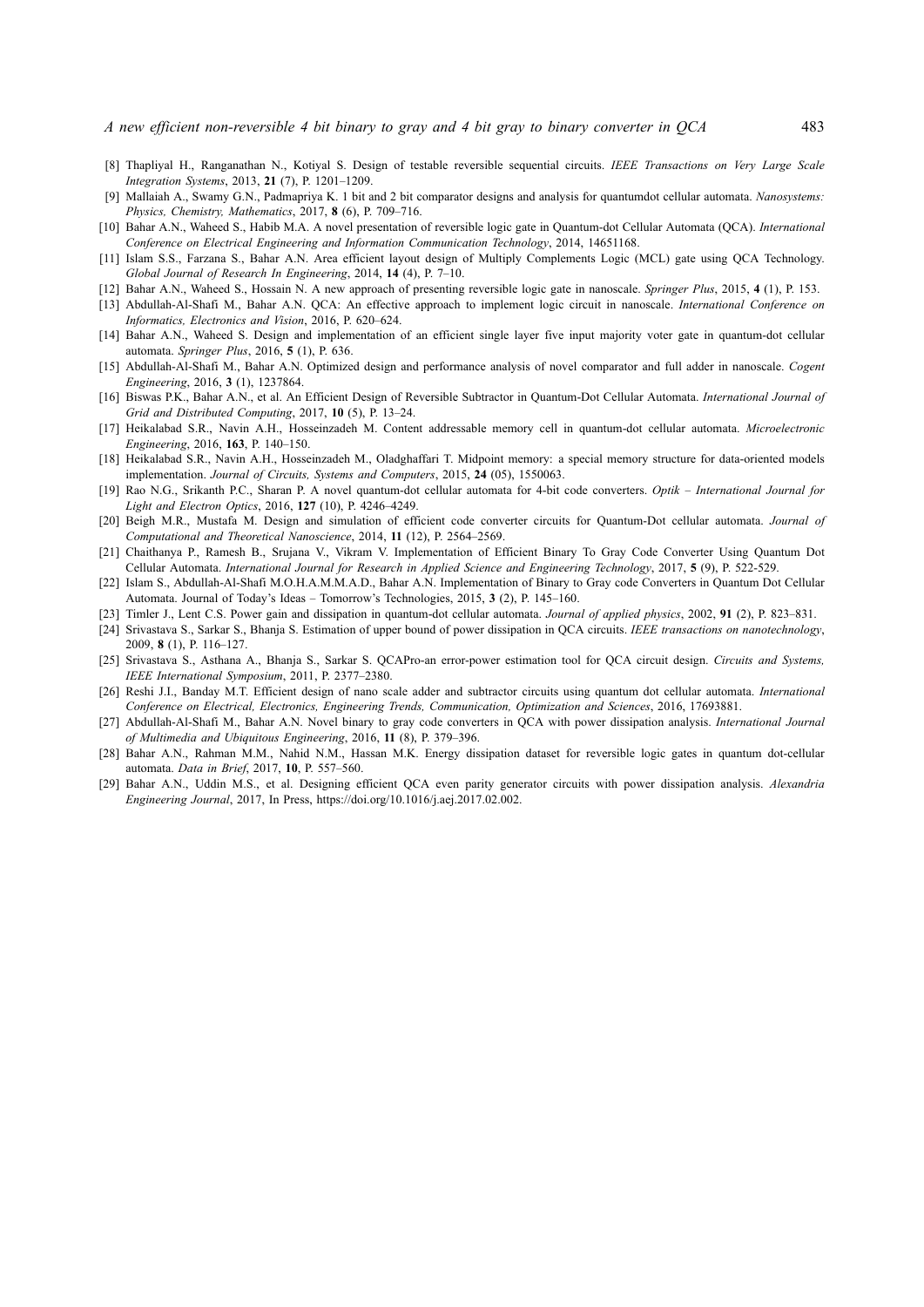[8] Thapliyal H., Ranganathan N., Kotiyal S. Design of testable reversible sequential circuits. *IEEE Transactions on Very Large Scale Integration Systems*, 2013, **21** (7), P. 1201–1209.

[9] Mallaiah A., Swamy G.N., Padmapriya K. 1 bit and 2 bit comparator designs and analysis for quantumdot cellular automata. *Nanosystems: Physics, Chemistry, Mathematics*, 2017, **8** (6), P. 709–716.

[10] Bahar A.N., Waheed S., Habib M.A. A novel presentation of reversible logic gate in Quantum-dot Cellular Automata (QCA). *International Conference on Electrical Engineering and Information Communication Technology*, 2014, 14651168.

[11] Islam S.S., Farzana S., Bahar A.N. Area efficient layout design of Multiply Complements Logic (MCL) gate using QCA Technology. *Global Journal of Research In Engineering*, 2014, **14** (4), P. 7–10.

[12] Bahar A.N., Waheed S., Hossain N. A new approach of presenting reversible logic gate in nanoscale. *Springer Plus*, 2015, **4** (1), P. 153.

[13] Abdullah-Al-Shafi M., Bahar A.N. QCA: An effective approach to implement logic circuit in nanoscale. *International Conference on Informatics, Electronics and Vision*, 2016, P. 620–624.

[14] Bahar A.N., Waheed S. Design and implementation of an efficient single layer five input majority voter gate in quantum-dot cellular automata. *Springer Plus*, 2016, **5** (1), P. 636.

[15] Abdullah-Al-Shafi M., Bahar A.N. Optimized design and performance analysis of novel comparator and full adder in nanoscale. *Cogent Engineering*, 2016, **3** (1), 1237864.

[16] Biswas P.K., Bahar A.N., et al. An Efficient Design of Reversible Subtractor in Quantum-Dot Cellular Automata. *International Journal of Grid and Distributed Computing*, 2017, **10** (5), P. 13–24.

[17] Heikalabad S.R., Navin A.H., Hosseinzadeh M. Content addressable memory cell in quantum-dot cellular automata. *Microelectronic Engineering*, 2016, **163**, P. 140–150.

[18] Heikalabad S.R., Navin A.H., Hosseinzadeh M., Oladghaffari T. Midpoint memory: a special memory structure for data-oriented models implementation. *Journal of Circuits, Systems and Computers*, 2015, **24** (05), 1550063.

[19] Rao N.G., Srikanth P.C., Sharan P. A novel quantum-dot cellular automata for 4-bit code converters. *Optik – International Journal for Light and Electron Optics*, 2016, **127** (10), P. 4246–4249.

[20] Beigh M.R., Mustafa M. Design and simulation of efficient code converter circuits for Quantum-Dot cellular automata. *Journal of Computational and Theoretical Nanoscience*, 2014, **11** (12), P. 2564–2569.

[21] Chaithanya P., Ramesh B., Srujana V., Vikram V. Implementation of Efficient Binary To Gray Code Converter Using Quantum Dot Cellular Automata. *International Journal for Research in Applied Science and Engineering Technology*, 2017, **5** (9), P. 522-529.

[22] Islam S., Abdullah-Al-Shafi M.O.H.A.M.M.A.D., Bahar A.N. Implementation of Binary to Gray code Converters in Quantum Dot Cellular Automata. Journal of Today's Ideas – Tomorrow's Technologies, 2015, **3** (2), P. 145–160.

[23] Timler J., Lent C.S. Power gain and dissipation in quantum-dot cellular automata. *Journal of applied physics*, 2002, **91** (2), P. 823–831.

[24] Srivastava S., Sarkar S., Bhanja S. Estimation of upper bound of power dissipation in QCA circuits. *IEEE transactions on nanotechnology*, 2009, **8** (1), P. 116–127.

[25] Srivastava S., Asthana A., Bhanja S., Sarkar S. QCAPro-an error-power estimation tool for QCA circuit design. *Circuits and Systems, IEEE International Symposium*, 2011, P. 2377–2380.

[26] Reshi J.I., Banday M.T. Efficient design of nano scale adder and subtractor circuits using quantum dot cellular automata. *International Conference on Electrical, Electronics, Engineering Trends, Communication, Optimization and Sciences*, 2016, 17693881.

[27] Abdullah-Al-Shafi M., Bahar A.N. Novel binary to gray code converters in QCA with power dissipation analysis. *International Journal of Multimedia and Ubiquitous Engineering*, 2016, **11** (8), P. 379–396.

[28] Bahar A.N., Rahman M.M., Nahid N.M., Hassan M.K. Energy dissipation dataset for reversible logic gates in quantum dot-cellular automata. *Data in Brief*, 2017, **10**, P. 557–560.

[29] Bahar A.N., Uddin M.S., et al. Designing efficient QCA even parity generator circuits with power dissipation analysis. *Alexandria Engineering Journal*, 2017, In Press, https://doi.org/10.1016/j.aej.2017.02.002.